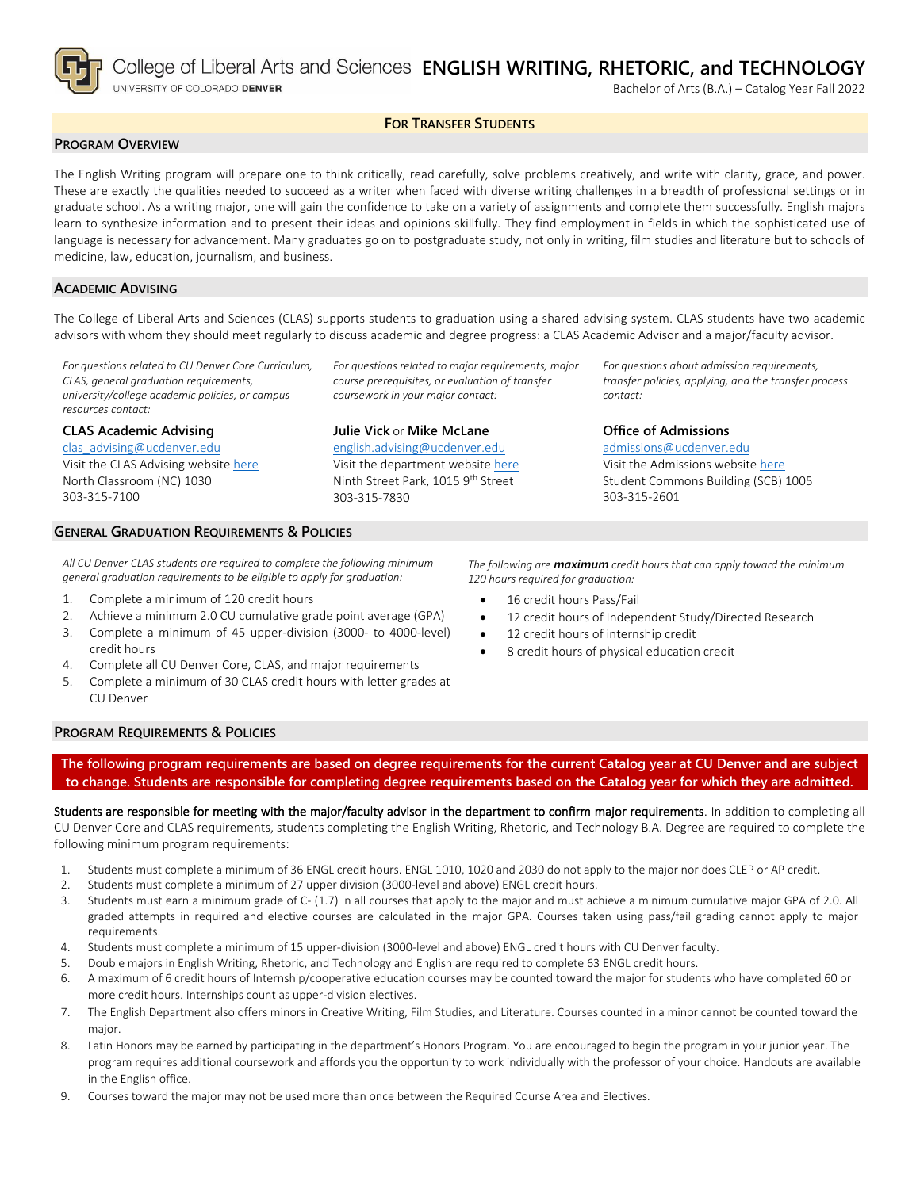College of Liberal Arts and Sciences
UNIVERSITY OF COLORADO DENVER

# ENGLISH WRITING, RHETORIC, and TECHNOLOGY

Bachelor of Arts (B.A.) – Catalog Year Fall 2022

**FOR TRANSFER STUDENTS**

## PROGRAM OVERVIEW

The English Writing program will prepare one to think critically, read carefully, solve problems creatively, and write with clarity, grace, and power. These are exactly the qualities needed to succeed as a writer when faced with diverse writing challenges in a breadth of professional settings or in graduate school. As a writing major, one will gain the confidence to take on a variety of assignments and complete them successfully. English majors learn to synthesize information and to present their ideas and opinions skillfully. They find employment in fields in which the sophisticated use of language is necessary for advancement. Many graduates go on to postgraduate study, not only in writing, film studies and literature but to schools of medicine, law, education, journalism, and business.

## ACADEMIC ADVISING

The College of Liberal Arts and Sciences (CLAS) supports students to graduation using a shared advising system. CLAS students have two academic advisors with whom they should meet regularly to discuss academic and degree progress: a CLAS Academic Advisor and a major/faculty advisor.

*For questions related to CU Denver Core Curriculum, CLAS, general graduation requirements, university/college academic policies, or campus resources contact:*

**CLAS Academic Advising**
clas_advising@ucdenver.edu
Visit the CLAS Advising website here
North Classroom (NC) 1030
303-315-7100

*For questions related to major requirements, major course prerequisites, or evaluation of transfer coursework in your major contact:*

**Julie Vick** or **Mike McLane**
english.advising@ucdenver.edu
Visit the department website here
Ninth Street Park, 1015 9th Street
303-315-7830

*For questions about admission requirements, transfer policies, applying, and the transfer process contact:*

**Office of Admissions**
admissions@ucdenver.edu
Visit the Admissions website here
Student Commons Building (SCB) 1005
303-315-2601

## GENERAL GRADUATION REQUIREMENTS & POLICIES

*All CU Denver CLAS students are required to complete the following minimum general graduation requirements to be eligible to apply for graduation:*

1. Complete a minimum of 120 credit hours
2. Achieve a minimum 2.0 CU cumulative grade point average (GPA)
3. Complete a minimum of 45 upper-division (3000- to 4000-level) credit hours
4. Complete all CU Denver Core, CLAS, and major requirements
5. Complete a minimum of 30 CLAS credit hours with letter grades at CU Denver

*The following are* ***maximum*** *credit hours that can apply toward the minimum 120 hours required for graduation:*

- 16 credit hours Pass/Fail
- 12 credit hours of Independent Study/Directed Research
- 12 credit hours of internship credit
- 8 credit hours of physical education credit

## PROGRAM REQUIREMENTS & POLICIES

**The following program requirements are based on degree requirements for the current Catalog year at CU Denver and are subject to change. Students are responsible for completing degree requirements based on the Catalog year for which they are admitted.**

**Students are responsible for meeting with the major/faculty advisor in the department to confirm major requirements**. In addition to completing all CU Denver Core and CLAS requirements, students completing the English Writing, Rhetoric, and Technology B.A. Degree are required to complete the following minimum program requirements:

1. Students must complete a minimum of 36 ENGL credit hours. ENGL 1010, 1020 and 2030 do not apply to the major nor does CLEP or AP credit.
2. Students must complete a minimum of 27 upper division (3000-level and above) ENGL credit hours.
3. Students must earn a minimum grade of C- (1.7) in all courses that apply to the major and must achieve a minimum cumulative major GPA of 2.0. All graded attempts in required and elective courses are calculated in the major GPA. Courses taken using pass/fail grading cannot apply to major requirements.
4. Students must complete a minimum of 15 upper-division (3000-level and above) ENGL credit hours with CU Denver faculty.
5. Double majors in English Writing, Rhetoric, and Technology and English are required to complete 63 ENGL credit hours.
6. A maximum of 6 credit hours of Internship/cooperative education courses may be counted toward the major for students who have completed 60 or more credit hours. Internships count as upper-division electives.
7. The English Department also offers minors in Creative Writing, Film Studies, and Literature. Courses counted in a minor cannot be counted toward the major.
8. Latin Honors may be earned by participating in the department's Honors Program. You are encouraged to begin the program in your junior year. The program requires additional coursework and affords you the opportunity to work individually with the professor of your choice. Handouts are available in the English office.
9. Courses toward the major may not be used more than once between the Required Course Area and Electives.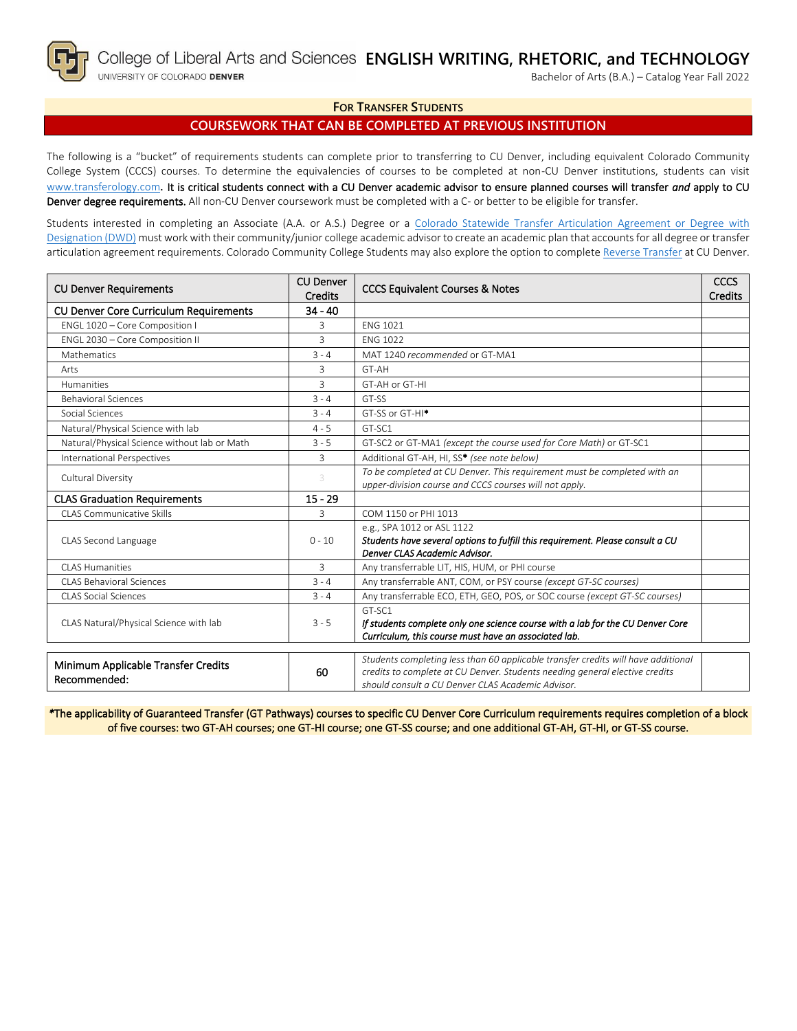College of Liberal Arts and Sciences

UNIVERSITY OF COLORADO DENVER

# ENGLISH WRITING, RHETORIC, and TECHNOLOGY

Bachelor of Arts (B.A.) – Catalog Year Fall 2022

## FOR TRANSFER STUDENTS

## COURSEWORK THAT CAN BE COMPLETED AT PREVIOUS INSTITUTION

The following is a "bucket" of requirements students can complete prior to transferring to CU Denver, including equivalent Colorado Community College System (CCCS) courses. To determine the equivalencies of courses to be completed at non-CU Denver institutions, students can visit www.transferology.com. **It is critical students connect with a CU Denver academic advisor to ensure planned courses will transfer *and* apply to CU Denver degree requirements.** All non-CU Denver coursework must be completed with a C- or better to be eligible for transfer.

Students interested in completing an Associate (A.A. or A.S.) Degree or a Colorado Statewide Transfer Articulation Agreement or Degree with Designation (DWD) must work with their community/junior college academic advisor to create an academic plan that accounts for all degree or transfer articulation agreement requirements. Colorado Community College Students may also explore the option to complete Reverse Transfer at CU Denver.

| CU Denver Requirements | CU Denver Credits | CCCS Equivalent Courses & Notes | CCCS Credits |
|---|---|---|---|
| **CU Denver Core Curriculum Requirements** | **34 - 40** | | |
| ENGL 1020 – Core Composition I | 3 | ENG 1021 | |
| ENGL 2030 – Core Composition II | 3 | ENG 1022 | |
| Mathematics | 3 - 4 | MAT 1240 *recommended* or GT-MA1 | |
| Arts | 3 | GT-AH | |
| Humanities | 3 | GT-AH or GT-HI | |
| Behavioral Sciences | 3 - 4 | GT-SS | |
| Social Sciences | 3 - 4 | GT-SS or GT-HI* | |
| Natural/Physical Science with lab | 4 - 5 | GT-SC1 | |
| Natural/Physical Science without lab or Math | 3 - 5 | GT-SC2 or GT-MA1 *(except the course used for Core Math)* or GT-SC1 | |
| International Perspectives | 3 | Additional GT-AH, HI, SS* *(see note below)* | |
| Cultural Diversity | 3 | *To be completed at CU Denver. This requirement must be completed with an upper-division course and CCCS courses will not apply.* | |
| **CLAS Graduation Requirements** | **15 - 29** | | |
| CLAS Communicative Skills | 3 | COM 1150 or PHI 1013 | |
| CLAS Second Language | 0 - 10 | e.g., SPA 1012 or ASL 1122 ***Students have several options to fulfill this requirement. Please consult a CU Denver CLAS Academic Advisor.*** | |
| CLAS Humanities | 3 | Any transferrable LIT, HIS, HUM, or PHI course | |
| CLAS Behavioral Sciences | 3 - 4 | Any transferrable ANT, COM, or PSY course *(except GT-SC courses)* | |
| CLAS Social Sciences | 3 - 4 | Any transferrable ECO, ETH, GEO, POS, or SOC course *(except GT-SC courses)* | |
| CLAS Natural/Physical Science with lab | 3 - 5 | GT-SC1 ***If students complete only one science course with a lab for the CU Denver Core Curriculum, this course must have an associated lab.*** | |
| **Minimum Applicable Transfer Credits Recommended:** | **60** | *Students completing less than 60 applicable transfer credits will have additional credits to complete at CU Denver. Students needing general elective credits should consult a CU Denver CLAS Academic Advisor.* | |

***The applicability of Guaranteed Transfer (GT Pathways) courses to specific CU Denver Core Curriculum requirements requires completion of a block of five courses: two GT-AH courses; one GT-HI course; one GT-SS course; and one additional GT-AH, GT-HI, or GT-SS course.**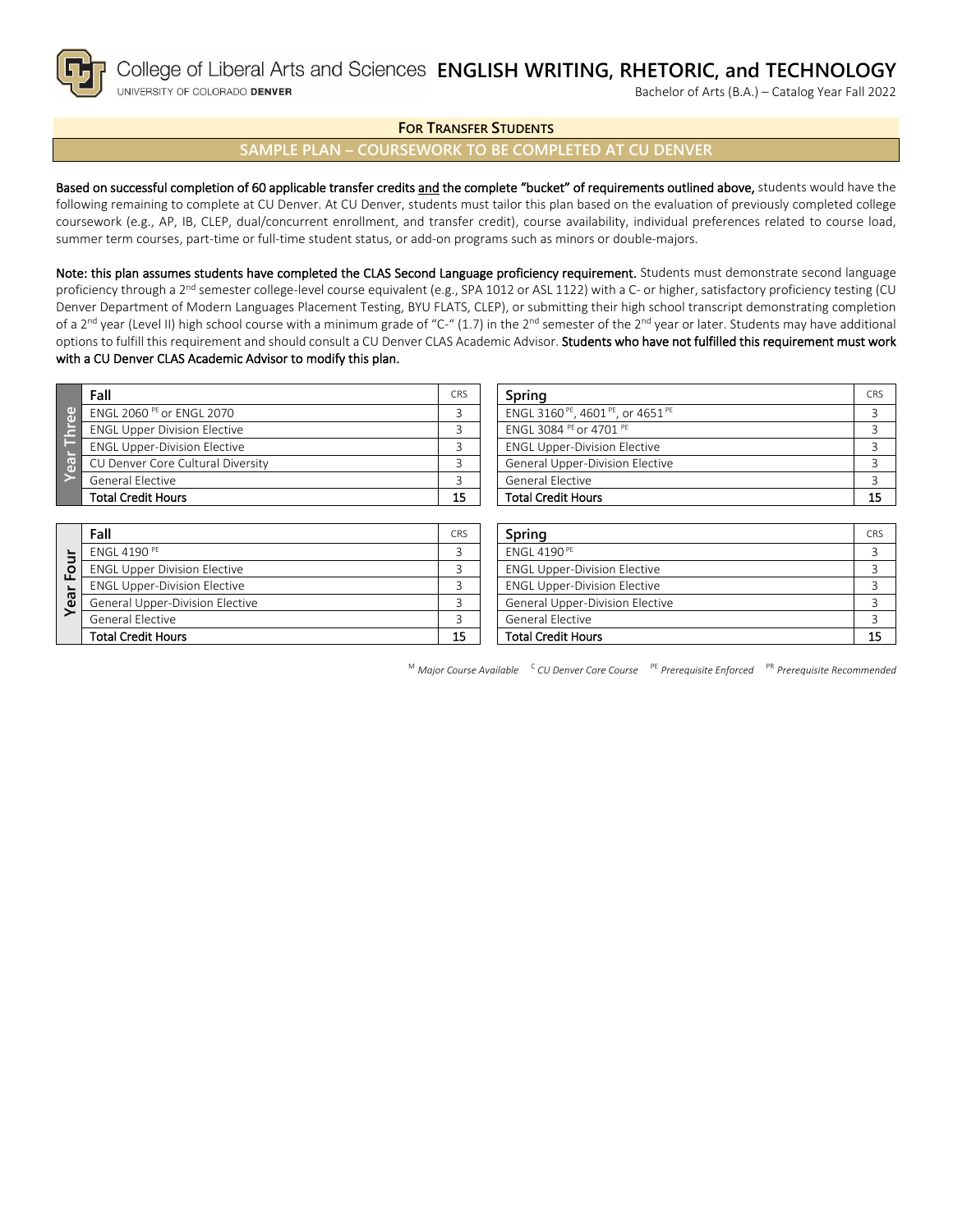# College of Liberal Arts and Sciences ENGLISH WRITING, RHETORIC, and TECHNOLOGY

UNIVERSITY OF COLORADO DENVER

Bachelor of Arts (B.A.) – Catalog Year Fall 2022

## FOR TRANSFER STUDENTS

## SAMPLE PLAN – COURSEWORK TO BE COMPLETED AT CU DENVER

**Based on successful completion of 60 applicable transfer credits and the complete "bucket" of requirements outlined above,** students would have the following remaining to complete at CU Denver. At CU Denver, students must tailor this plan based on the evaluation of previously completed college coursework (e.g., AP, IB, CLEP, dual/concurrent enrollment, and transfer credit), course availability, individual preferences related to course load, summer term courses, part-time or full-time student status, or add-on programs such as minors or double-majors.

**Note: this plan assumes students have completed the CLAS Second Language proficiency requirement.** Students must demonstrate second language proficiency through a 2nd semester college-level course equivalent (e.g., SPA 1012 or ASL 1122) with a C- or higher, satisfactory proficiency testing (CU Denver Department of Modern Languages Placement Testing, BYU FLATS, CLEP), or submitting their high school transcript demonstrating completion of a 2nd year (Level II) high school course with a minimum grade of "C-" (1.7) in the 2nd semester of the 2nd year or later. Students may have additional options to fulfill this requirement and should consult a CU Denver CLAS Academic Advisor. **Students who have not fulfilled this requirement must work with a CU Denver CLAS Academic Advisor to modify this plan.**

### Year Three

| Fall | CRS |
|---|---|
| ENGL 2060 PE or ENGL 2070 | 3 |
| ENGL Upper Division Elective | 3 |
| ENGL Upper-Division Elective | 3 |
| CU Denver Core Cultural Diversity | 3 |
| General Elective | 3 |
| **Total Credit Hours** | **15** |

| Spring | CRS |
|---|---|
| ENGL 3160 PE, 4601 PE, or 4651 PE | 3 |
| ENGL 3084 PE or 4701 PE | 3 |
| ENGL Upper-Division Elective | 3 |
| General Upper-Division Elective | 3 |
| General Elective | 3 |
| **Total Credit Hours** | **15** |

### Year Four

| Fall | CRS |
|---|---|
| ENGL 4190 PE | 3 |
| ENGL Upper Division Elective | 3 |
| ENGL Upper-Division Elective | 3 |
| General Upper-Division Elective | 3 |
| General Elective | 3 |
| **Total Credit Hours** | **15** |

| Spring | CRS |
|---|---|
| ENGL 4190 PE | 3 |
| ENGL Upper-Division Elective | 3 |
| ENGL Upper-Division Elective | 3 |
| General Upper-Division Elective | 3 |
| General Elective | 3 |
| **Total Credit Hours** | **15** |

*M Major Course Available   C CU Denver Core Course   PE Prerequisite Enforced   PR Prerequisite Recommended*